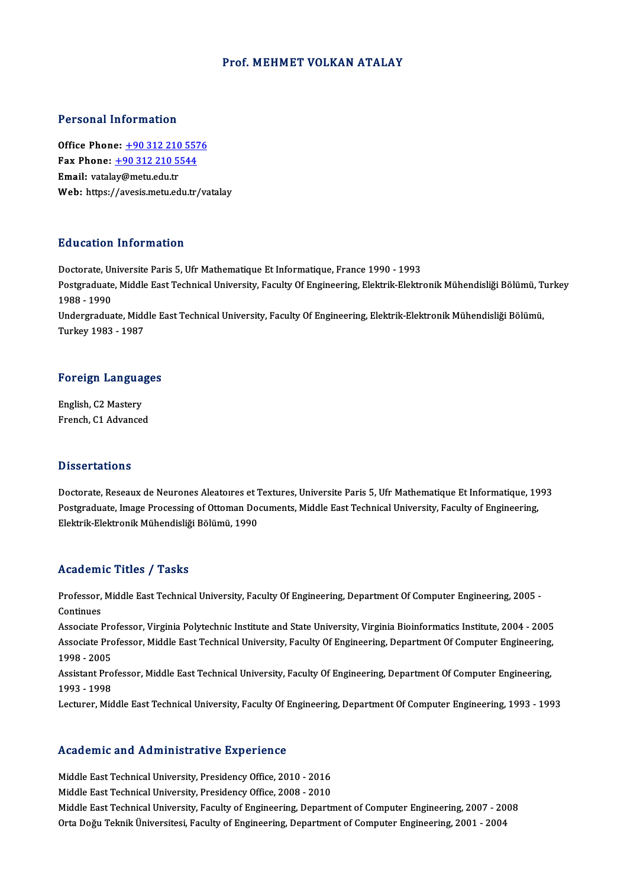# Prof. MEHMET VOLKAN ATALAY

## Personal Information

**Office Phone:** +90 312 210 5576
**Fax Phone:** +90 312 210 5544
**Email:** vatalay@metu.edu.tr
**Web:** https://avesis.metu.edu.tr/vatalay

## Education Information

Doctorate, Universite Paris 5, Ufr Mathematique Et Informatique, France 1990 - 1993
Postgraduate, Middle East Technical University, Faculty Of Engineering, Elektrik-Elektronik Mühendisliği Bölümü, Turkey 1988 - 1990
Undergraduate, Middle East Technical University, Faculty Of Engineering, Elektrik-Elektronik Mühendisliği Bölümü, Turkey 1983 - 1987

## Foreign Languages

English, C2 Mastery
French, C1 Advanced

## Dissertations

Doctorate, Reseaux de Neurones Aleatoıres et Textures, Universite Paris 5, Ufr Mathematique Et Informatique, 1993
Postgraduate, Image Processing of Ottoman Documents, Middle East Technical University, Faculty of Engineering, Elektrik-Elektronik Mühendisliği Bölümü, 1990

## Academic Titles / Tasks

Professor, Middle East Technical University, Faculty Of Engineering, Department Of Computer Engineering, 2005 - Continues
Associate Professor, Virginia Polytechnic Institute and State University, Virginia Bioinformatics Institute, 2004 - 2005
Associate Professor, Middle East Technical University, Faculty Of Engineering, Department Of Computer Engineering, 1998 - 2005
Assistant Professor, Middle East Technical University, Faculty Of Engineering, Department Of Computer Engineering, 1993 - 1998
Lecturer, Middle East Technical University, Faculty Of Engineering, Department Of Computer Engineering, 1993 - 1993

## Academic and Administrative Experience

Middle East Technical University, Presidency Office, 2010 - 2016
Middle East Technical University, Presidency Office, 2008 - 2010
Middle East Technical University, Faculty of Engineering, Department of Computer Engineering, 2007 - 2008
Orta Doğu Teknik Üniversitesi, Faculty of Engineering, Department of Computer Engineering, 2001 - 2004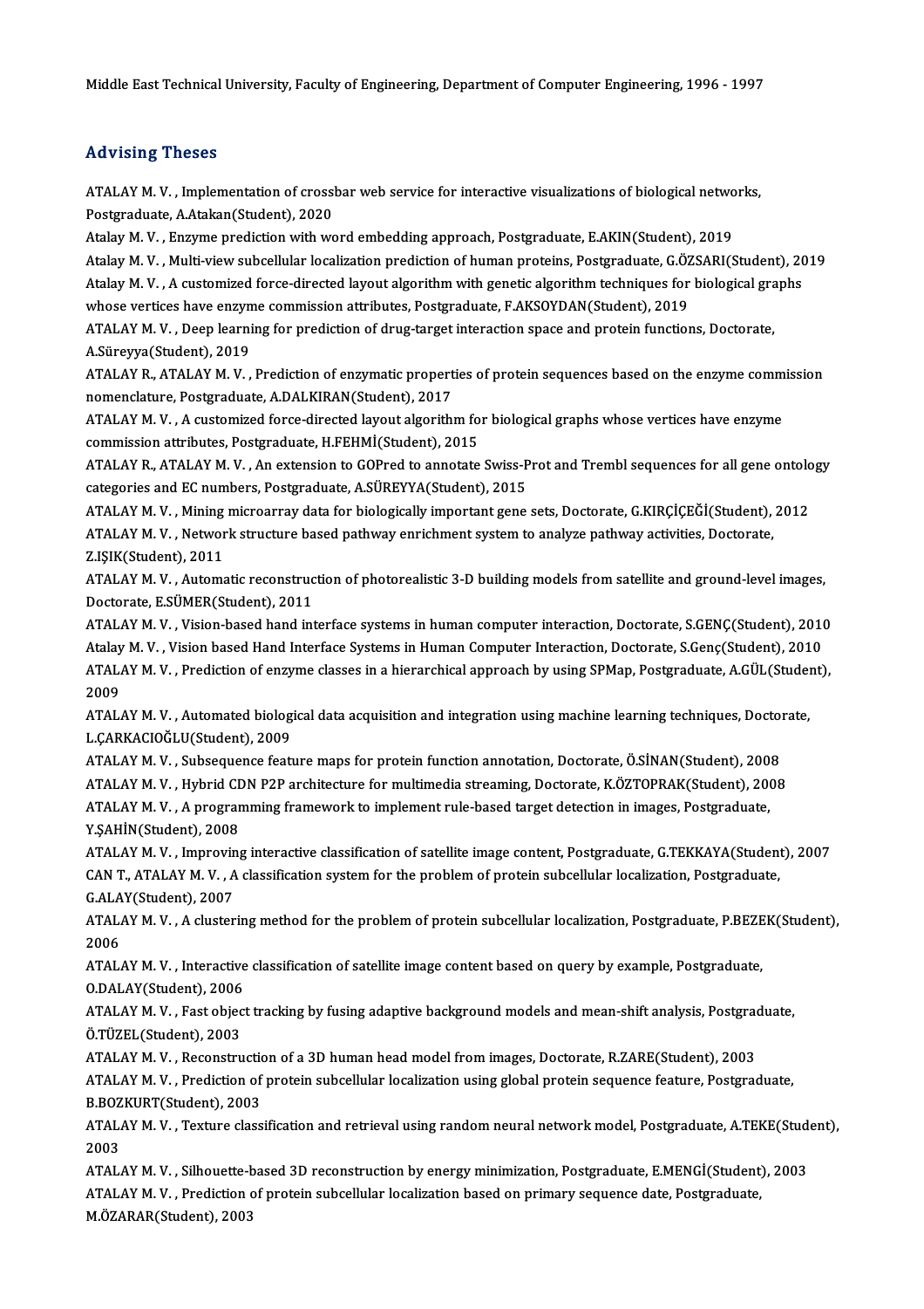Middle East Technical University, Faculty of Engineering, Department of Computer Engineering, 1996 - 1997

## Advising Theses

ATALAY M. V. , Implementation of crossbar web service for interactive visualizations of biological networks, Postgraduate, A.Atakan(Student), 2020

Atalay M. V. , Enzyme prediction with word embedding approach, Postgraduate, E.AKIN(Student), 2019

Atalay M. V. , Multi-view subcellular localization prediction of human proteins, Postgraduate, G.ÖZSARI(Student), 2019

Atalay M. V. , A customized force-directed layout algorithm with genetic algorithm techniques for biological graphs whose vertices have enzyme commission attributes, Postgraduate, F.AKSOYDAN(Student), 2019

ATALAY M. V. , Deep learning for prediction of drug-target interaction space and protein functions, Doctorate, A.Süreyya(Student), 2019

ATALAY R., ATALAY M. V. , Prediction of enzymatic properties of protein sequences based on the enzyme commission nomenclature, Postgraduate, A.DALKIRAN(Student), 2017

ATALAY M. V. , A customized force-directed layout algorithm for biological graphs whose vertices have enzyme commission attributes, Postgraduate, H.FEHMİ(Student), 2015

ATALAY R., ATALAY M. V. , An extension to GOPred to annotate Swiss-Prot and Trembl sequences for all gene ontology categories and EC numbers, Postgraduate, A.SÜREYYA(Student), 2015

ATALAY M. V. , Mining microarray data for biologically important gene sets, Doctorate, G.KIRÇİÇEĞİ(Student), 2012

ATALAY M. V. , Network structure based pathway enrichment system to analyze pathway activities, Doctorate, Z.IŞIK(Student), 2011

ATALAY M. V. , Automatic reconstruction of photorealistic 3-D building models from satellite and ground-level images, Doctorate, E.SÜMER(Student), 2011

ATALAY M. V. , Vision-based hand interface systems in human computer interaction, Doctorate, S.GENÇ(Student), 2010

Atalay M. V. , Vision based Hand Interface Systems in Human Computer Interaction, Doctorate, S.Genç(Student), 2010

ATALAY M. V. , Prediction of enzyme classes in a hierarchical approach by using SPMap, Postgraduate, A.GÜL(Student), 2009

ATALAY M. V. , Automated biological data acquisition and integration using machine learning techniques, Doctorate, L.ÇARKACIOĞLU(Student), 2009

ATALAY M. V. , Subsequence feature maps for protein function annotation, Doctorate, Ö.SİNAN(Student), 2008

ATALAY M. V. , Hybrid CDN P2P architecture for multimedia streaming, Doctorate, K.ÖZTOPRAK(Student), 2008

ATALAY M. V. , A programming framework to implement rule-based target detection in images, Postgraduate, Y.ŞAHİN(Student), 2008

ATALAY M. V. , Improving interactive classification of satellite image content, Postgraduate, G.TEKKAYA(Student), 2007

CAN T., ATALAY M. V. , A classification system for the problem of protein subcellular localization, Postgraduate, G.ALAY(Student), 2007

ATALAY M. V. , A clustering method for the problem of protein subcellular localization, Postgraduate, P.BEZEK(Student), 2006

ATALAY M. V. , Interactive classification of satellite image content based on query by example, Postgraduate, O.DALAY(Student), 2006

ATALAY M. V. , Fast object tracking by fusing adaptive background models and mean-shift analysis, Postgraduate, Ö.TÜZEL(Student), 2003

ATALAY M. V. , Reconstruction of a 3D human head model from images, Doctorate, R.ZARE(Student), 2003

ATALAY M. V. , Prediction of protein subcellular localization using global protein sequence feature, Postgraduate, B.BOZKURT(Student), 2003

ATALAY M. V. , Texture classification and retrieval using random neural network model, Postgraduate, A.TEKE(Student), 2003

ATALAY M. V. , Silhouette-based 3D reconstruction by energy minimization, Postgraduate, E.MENGİ(Student), 2003

ATALAY M. V. , Prediction of protein subcellular localization based on primary sequence date, Postgraduate, M.ÖZARAR(Student), 2003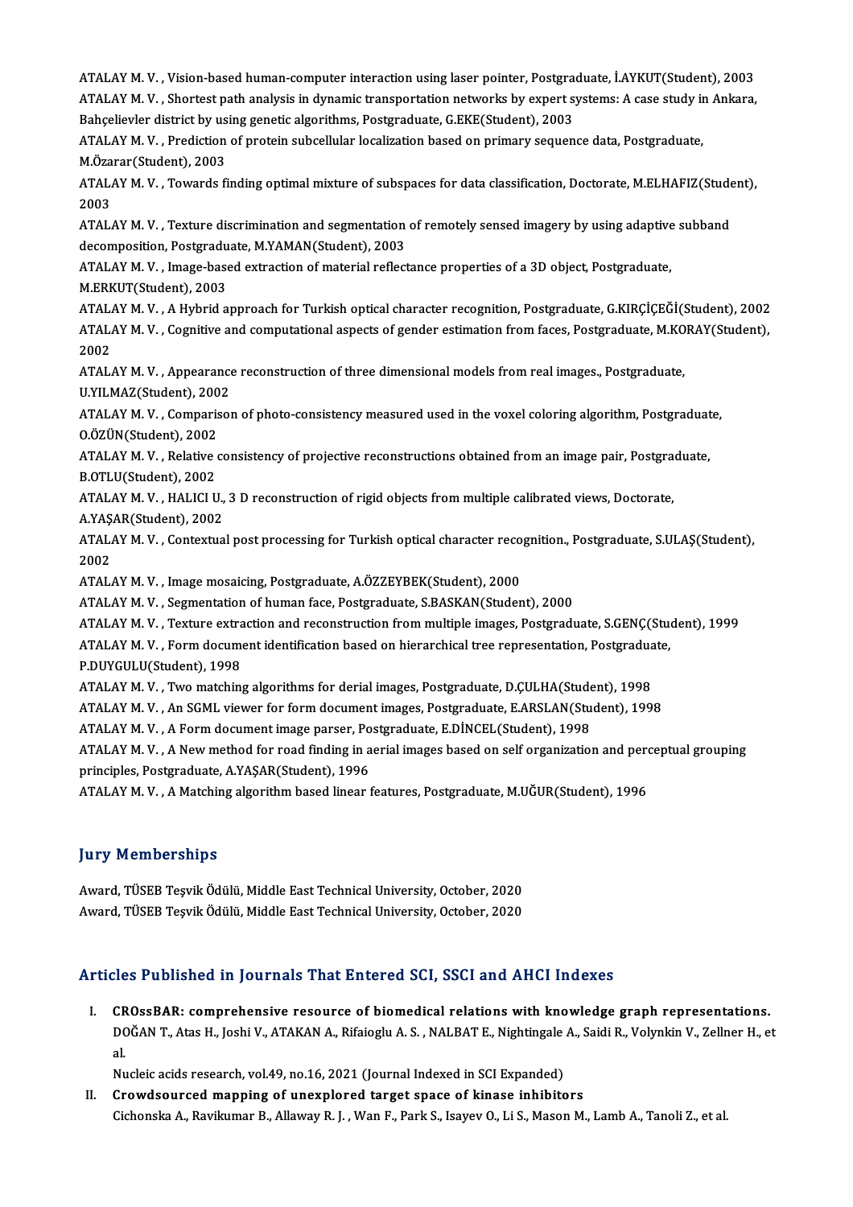ATALAY M. V. , Vision-based human-computer interaction using laser pointer, Postgraduate, İ.AYKUT(Student), 2003

ATALAY M. V. , Shortest path analysis in dynamic transportation networks by expert systems: A case study in Ankara, Bahçelievler district by using genetic algorithms, Postgraduate, G.EKE(Student), 2003

ATALAY M. V. , Prediction of protein subcellular localization based on primary sequence data, Postgraduate, M.Özarar(Student), 2003

ATALAY M. V. , Towards finding optimal mixture of subspaces for data classification, Doctorate, M.ELHAFIZ(Student), 2003

ATALAY M. V. , Texture discrimination and segmentation of remotely sensed imagery by using adaptive subband decomposition, Postgraduate, M.YAMAN(Student), 2003

ATALAY M. V. , Image-based extraction of material reflectance properties of a 3D object, Postgraduate, M.ERKUT(Student), 2003

ATALAY M. V. , A Hybrid approach for Turkish optical character recognition, Postgraduate, G.KIRÇİÇEĞİ(Student), 2002

ATALAY M. V. , Cognitive and computational aspects of gender estimation from faces, Postgraduate, M.KORAY(Student), 2002

ATALAY M. V. , Appearance reconstruction of three dimensional models from real images., Postgraduate, U.YILMAZ(Student), 2002

ATALAY M. V. , Comparison of photo-consistency measured used in the voxel coloring algorithm, Postgraduate, O.ÖZÜN(Student), 2002

ATALAY M. V. , Relative consistency of projective reconstructions obtained from an image pair, Postgraduate, B.OTLU(Student), 2002

ATALAY M. V. , HALICI U., 3 D reconstruction of rigid objects from multiple calibrated views, Doctorate, A.YAŞAR(Student), 2002

ATALAY M. V. , Contextual post processing for Turkish optical character recognition., Postgraduate, S.ULAŞ(Student), 2002

ATALAY M. V. , Image mosaicing, Postgraduate, A.ÖZZEYBEK(Student), 2000

ATALAY M. V. , Segmentation of human face, Postgraduate, S.BASKAN(Student), 2000

ATALAY M. V. , Texture extraction and reconstruction from multiple images, Postgraduate, S.GENÇ(Student), 1999

ATALAY M. V. , Form document identification based on hierarchical tree representation, Postgraduate, P.DUYGULU(Student), 1998

ATALAY M. V. , Two matching algorithms for derial images, Postgraduate, D.ÇULHA(Student), 1998

ATALAY M. V. , An SGML viewer for form document images, Postgraduate, E.ARSLAN(Student), 1998

ATALAY M. V. , A Form document image parser, Postgraduate, E.DİNCEL(Student), 1998

ATALAY M. V. , A New method for road finding in aerial images based on self organization and perceptual grouping principles, Postgraduate, A.YAŞAR(Student), 1996

ATALAY M. V. , A Matching algorithm based linear features, Postgraduate, M.UĞUR(Student), 1996

## Jury Memberships

Award, TÜSEB Teşvik Ödülü, Middle East Technical University, October, 2020

Award, TÜSEB Teşvik Ödülü, Middle East Technical University, October, 2020

## Articles Published in Journals That Entered SCI, SSCI and AHCI Indexes

I. **CROssBAR: comprehensive resource of biomedical relations with knowledge graph representations.**
   DOĞAN T., Atas H., Joshi V., ATAKAN A., Rifaioglu A. S. , NALBAT E., Nightingale A., Saidi R., Volynkin V., Zellner H., et al.
   Nucleic acids research, vol.49, no.16, 2021 (Journal Indexed in SCI Expanded)
II. **Crowdsourced mapping of unexplored target space of kinase inhibitors**
   Cichonska A., Ravikumar B., Allaway R. J. , Wan F., Park S., Isayev O., Li S., Mason M., Lamb A., Tanoli Z., et al.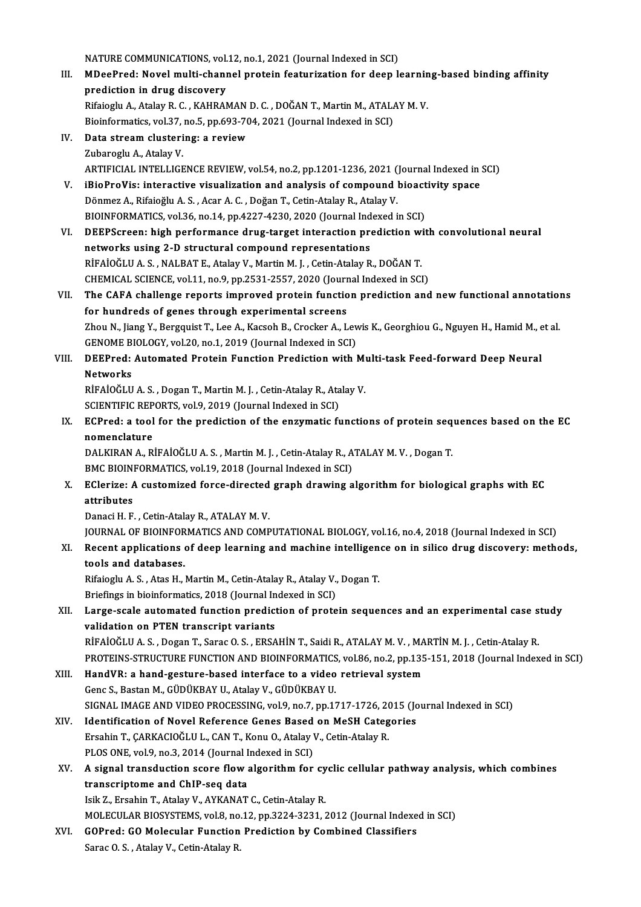NATURE COMMUNICATIONS, vol.12, no.1, 2021 (Journal Indexed in SCI)

III. **MDeePred: Novel multi-channel protein featurization for deep learning-based binding affinity prediction in drug discovery**
Rifaioglu A., Atalay R. C. , KAHRAMAN D. C. , DOĞAN T., Martin M., ATALAY M. V.
Bioinformatics, vol.37, no.5, pp.693-704, 2021 (Journal Indexed in SCI)

IV. **Data stream clustering: a review**
Zubaroglu A., Atalay V.
ARTIFICIAL INTELLIGENCE REVIEW, vol.54, no.2, pp.1201-1236, 2021 (Journal Indexed in SCI)

V. **iBioProVis: interactive visualization and analysis of compound bioactivity space**
Dönmez A., Rifaioğlu A. S. , Acar A. C. , Doğan T., Cetin-Atalay R., Atalay V.
BIOINFORMATICS, vol.36, no.14, pp.4227-4230, 2020 (Journal Indexed in SCI)

VI. **DEEPScreen: high performance drug-target interaction prediction with convolutional neural networks using 2-D structural compound representations**
RİFAİOĞLU A. S. , NALBAT E., Atalay V., Martin M. J. , Cetin-Atalay R., DOĞAN T.
CHEMICAL SCIENCE, vol.11, no.9, pp.2531-2557, 2020 (Journal Indexed in SCI)

VII. **The CAFA challenge reports improved protein function prediction and new functional annotations for hundreds of genes through experimental screens**
Zhou N., Jiang Y., Bergquist T., Lee A., Kacsoh B., Crocker A., Lewis K., Georghiou G., Nguyen H., Hamid M., et al.
GENOME BIOLOGY, vol.20, no.1, 2019 (Journal Indexed in SCI)

VIII. **DEEPred: Automated Protein Function Prediction with Multi-task Feed-forward Deep Neural Networks**
RİFAİOĞLU A. S. , Dogan T., Martin M. J. , Cetin-Atalay R., Atalay V.
SCIENTIFIC REPORTS, vol.9, 2019 (Journal Indexed in SCI)

IX. **ECPred: a tool for the prediction of the enzymatic functions of protein sequences based on the EC nomenclature**
DALKIRAN A., RİFAİOĞLU A. S. , Martin M. J. , Cetin-Atalay R., ATALAY M. V. , Dogan T.
BMC BIOINFORMATICS, vol.19, 2018 (Journal Indexed in SCI)

X. **EClerize: A customized force-directed graph drawing algorithm for biological graphs with EC attributes**
Danaci H. F. , Cetin-Atalay R., ATALAY M. V.
JOURNAL OF BIOINFORMATICS AND COMPUTATIONAL BIOLOGY, vol.16, no.4, 2018 (Journal Indexed in SCI)

XI. **Recent applications of deep learning and machine intelligence on in silico drug discovery: methods, tools and databases.**
Rifaioglu A. S. , Atas H., Martin M., Cetin-Atalay R., Atalay V., Dogan T.
Briefings in bioinformatics, 2018 (Journal Indexed in SCI)

XII. **Large-scale automated function prediction of protein sequences and an experimental case study validation on PTEN transcript variants**
RİFAİOĞLU A. S. , Dogan T., Sarac O. S. , ERSAHİN T., Saidi R., ATALAY M. V. , MARTİN M. J. , Cetin-Atalay R.
PROTEINS-STRUCTURE FUNCTION AND BIOINFORMATICS, vol.86, no.2, pp.135-151, 2018 (Journal Indexed in SCI)

XIII. **HandVR: a hand-gesture-based interface to a video retrieval system**
Genc S., Bastan M., GÜDÜKBAY U., Atalay V., GÜDÜKBAY U.
SIGNAL IMAGE AND VIDEO PROCESSING, vol.9, no.7, pp.1717-1726, 2015 (Journal Indexed in SCI)

XIV. **Identification of Novel Reference Genes Based on MeSH Categories**
Ersahin T., ÇARKACIOĞLU L., CAN T., Konu O., Atalay V., Cetin-Atalay R.
PLOS ONE, vol.9, no.3, 2014 (Journal Indexed in SCI)

XV. **A signal transduction score flow algorithm for cyclic cellular pathway analysis, which combines transcriptome and ChIP-seq data**
Isik Z., Ersahin T., Atalay V., AYKANAT C., Cetin-Atalay R.
MOLECULAR BIOSYSTEMS, vol.8, no.12, pp.3224-3231, 2012 (Journal Indexed in SCI)

XVI. **GOPred: GO Molecular Function Prediction by Combined Classifiers**
Sarac O. S. , Atalay V., Cetin-Atalay R.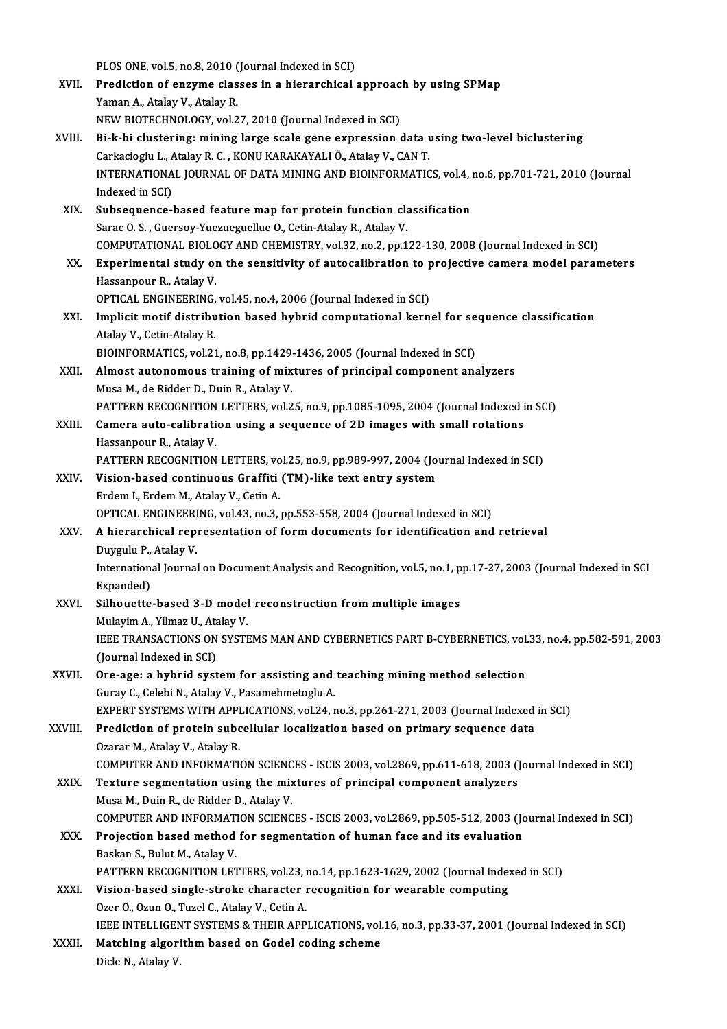PLOS ONE, vol.5, no.8, 2010 (Journal Indexed in SCI)

XVII. **Prediction of enzyme classes in a hierarchical approach by using SPMap**
Yaman A., Atalay V., Atalay R.
NEW BIOTECHNOLOGY, vol.27, 2010 (Journal Indexed in SCI)

XVIII. **Bi-k-bi clustering: mining large scale gene expression data using two-level biclustering**
Carkacioglu L., Atalay R. C. , KONU KARAKAYALI Ö., Atalay V., CAN T.
INTERNATIONAL JOURNAL OF DATA MINING AND BIOINFORMATICS, vol.4, no.6, pp.701-721, 2010 (Journal Indexed in SCI)

XIX. **Subsequence-based feature map for protein function classification**
Sarac O. S. , Guersoy-Yuezueguellue O., Cetin-Atalay R., Atalay V.
COMPUTATIONAL BIOLOGY AND CHEMISTRY, vol.32, no.2, pp.122-130, 2008 (Journal Indexed in SCI)

XX. **Experimental study on the sensitivity of autocalibration to projective camera model parameters**
Hassanpour R., Atalay V.
OPTICAL ENGINEERING, vol.45, no.4, 2006 (Journal Indexed in SCI)

XXI. **Implicit motif distribution based hybrid computational kernel for sequence classification**
Atalay V., Cetin-Atalay R.
BIOINFORMATICS, vol.21, no.8, pp.1429-1436, 2005 (Journal Indexed in SCI)

XXII. **Almost autonomous training of mixtures of principal component analyzers**
Musa M., de Ridder D., Duin R., Atalay V.
PATTERN RECOGNITION LETTERS, vol.25, no.9, pp.1085-1095, 2004 (Journal Indexed in SCI)

XXIII. **Camera auto-calibration using a sequence of 2D images with small rotations**
Hassanpour R., Atalay V.
PATTERN RECOGNITION LETTERS, vol.25, no.9, pp.989-997, 2004 (Journal Indexed in SCI)

XXIV. **Vision-based continuous Graffiti (TM)-like text entry system**
Erdem I., Erdem M., Atalay V., Cetin A.
OPTICAL ENGINEERING, vol.43, no.3, pp.553-558, 2004 (Journal Indexed in SCI)

XXV. **A hierarchical representation of form documents for identification and retrieval**
Duygulu P., Atalay V.
International Journal on Document Analysis and Recognition, vol.5, no.1, pp.17-27, 2003 (Journal Indexed in SCI Expanded)

XXVI. **Silhouette-based 3-D model reconstruction from multiple images**
Mulayim A., Yilmaz U., Atalay V.
IEEE TRANSACTIONS ON SYSTEMS MAN AND CYBERNETICS PART B-CYBERNETICS, vol.33, no.4, pp.582-591, 2003 (Journal Indexed in SCI)

XXVII. **Ore-age: a hybrid system for assisting and teaching mining method selection**
Guray C., Celebi N., Atalay V., Pasamehmetoglu A.
EXPERT SYSTEMS WITH APPLICATIONS, vol.24, no.3, pp.261-271, 2003 (Journal Indexed in SCI)

XXVIII. **Prediction of protein subcellular localization based on primary sequence data**
Ozarar M., Atalay V., Atalay R.
COMPUTER AND INFORMATION SCIENCES - ISCIS 2003, vol.2869, pp.611-618, 2003 (Journal Indexed in SCI)

XXIX. **Texture segmentation using the mixtures of principal component analyzers**
Musa M., Duin R., de Ridder D., Atalay V.
COMPUTER AND INFORMATION SCIENCES - ISCIS 2003, vol.2869, pp.505-512, 2003 (Journal Indexed in SCI)

XXX. **Projection based method for segmentation of human face and its evaluation**
Baskan S., Bulut M., Atalay V.
PATTERN RECOGNITION LETTERS, vol.23, no.14, pp.1623-1629, 2002 (Journal Indexed in SCI)

XXXI. **Vision-based single-stroke character recognition for wearable computing**
Ozer O., Ozun O., Tuzel C., Atalay V., Cetin A.
IEEE INTELLIGENT SYSTEMS & THEIR APPLICATIONS, vol.16, no.3, pp.33-37, 2001 (Journal Indexed in SCI)

XXXII. **Matching algorithm based on Godel coding scheme**
Dicle N., Atalay V.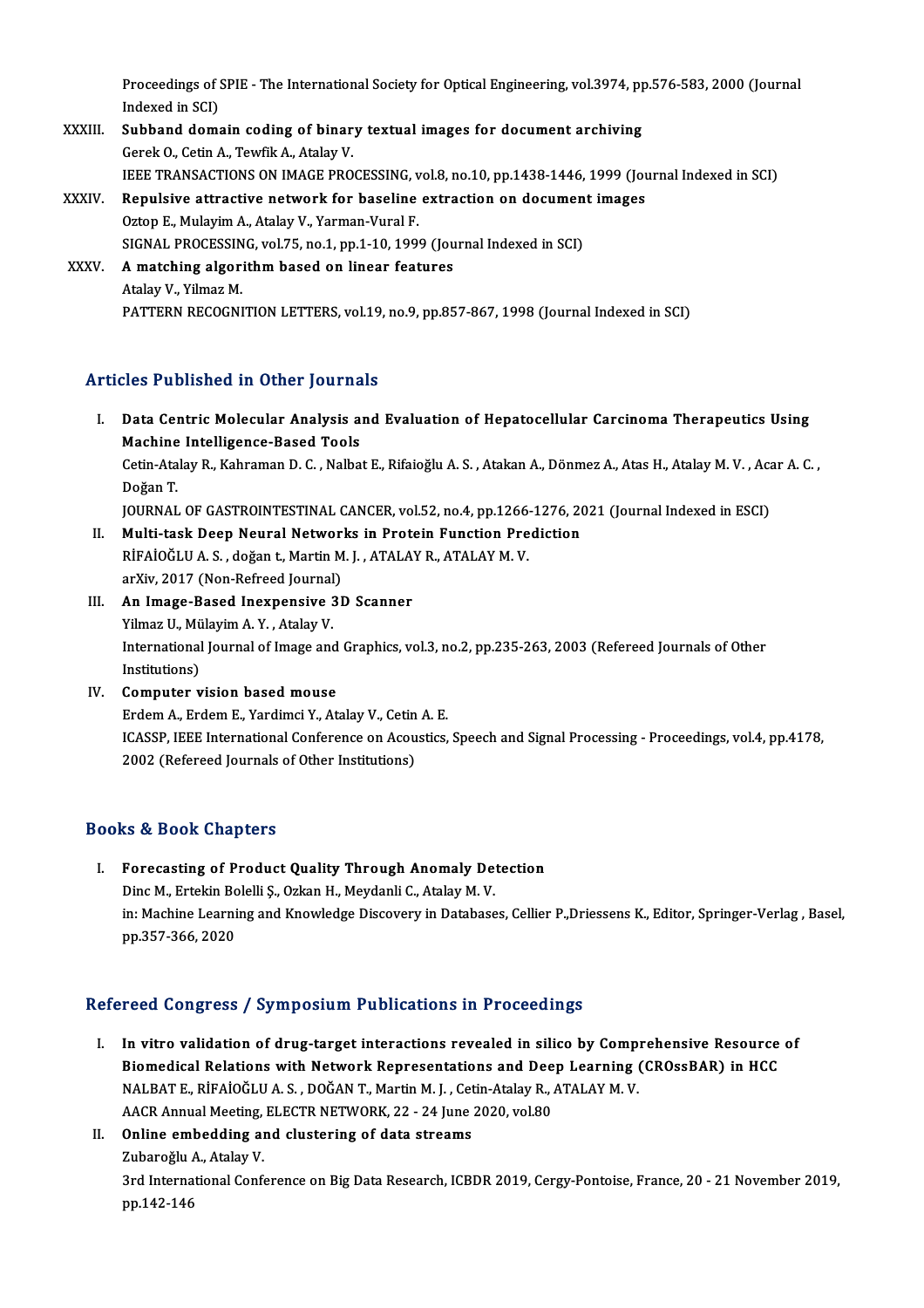Proceedings of SPIE - The International Society for Optical Engineering, vol.3974, pp.576-583, 2000 (Journal Indexed in SCI)

XXXIII. **Subband domain coding of binary textual images for document archiving**
Gerek O., Cetin A., Tewfik A., Atalay V.
IEEE TRANSACTIONS ON IMAGE PROCESSING, vol.8, no.10, pp.1438-1446, 1999 (Journal Indexed in SCI)

XXXIV. **Repulsive attractive network for baseline extraction on document images**
Oztop E., Mulayim A., Atalay V., Yarman-Vural F.
SIGNAL PROCESSING, vol.75, no.1, pp.1-10, 1999 (Journal Indexed in SCI)

XXXV. **A matching algorithm based on linear features**
Atalay V., Yilmaz M.
PATTERN RECOGNITION LETTERS, vol.19, no.9, pp.857-867, 1998 (Journal Indexed in SCI)

## Articles Published in Other Journals

I. **Data Centric Molecular Analysis and Evaluation of Hepatocellular Carcinoma Therapeutics Using Machine Intelligence-Based Tools**
Cetin-Atalay R., Kahraman D. C. , Nalbat E., Rifaioğlu A. S. , Atakan A., Dönmez A., Atas H., Atalay M. V. , Acar A. C. , Doğan T.
JOURNAL OF GASTROINTESTINAL CANCER, vol.52, no.4, pp.1266-1276, 2021 (Journal Indexed in ESCI)

II. **Multi-task Deep Neural Networks in Protein Function Prediction**
RİFAİOĞLU A. S. , doğan t., Martin M. J. , ATALAY R., ATALAY M. V.
arXiv, 2017 (Non-Refreed Journal)

III. **An Image-Based Inexpensive 3D Scanner**
Yilmaz U., Mülayim A. Y. , Atalay V.
International Journal of Image and Graphics, vol.3, no.2, pp.235-263, 2003 (Refereed Journals of Other Institutions)

IV. **Computer vision based mouse**
Erdem A., Erdem E., Yardimci Y., Atalay V., Cetin A. E.
ICASSP, IEEE International Conference on Acoustics, Speech and Signal Processing - Proceedings, vol.4, pp.4178, 2002 (Refereed Journals of Other Institutions)

## Books & Book Chapters

I. **Forecasting of Product Quality Through Anomaly Detection**
Dinc M., Ertekin Bolelli Ş., Ozkan H., Meydanli C., Atalay M. V.
in: Machine Learning and Knowledge Discovery in Databases, Cellier P.,Driessens K., Editor, Springer-Verlag , Basel, pp.357-366, 2020

## Refereed Congress / Symposium Publications in Proceedings

I. **In vitro validation of drug-target interactions revealed in silico by Comprehensive Resource of Biomedical Relations with Network Representations and Deep Learning (CROssBAR) in HCC**
NALBAT E., RİFAİOĞLU A. S. , DOĞAN T., Martin M. J. , Cetin-Atalay R., ATALAY M. V.
AACR Annual Meeting, ELECTR NETWORK, 22 - 24 June 2020, vol.80

II. **Online embedding and clustering of data streams**
Zubaroğlu A., Atalay V.
3rd International Conference on Big Data Research, ICBDR 2019, Cergy-Pontoise, France, 20 - 21 November 2019, pp.142-146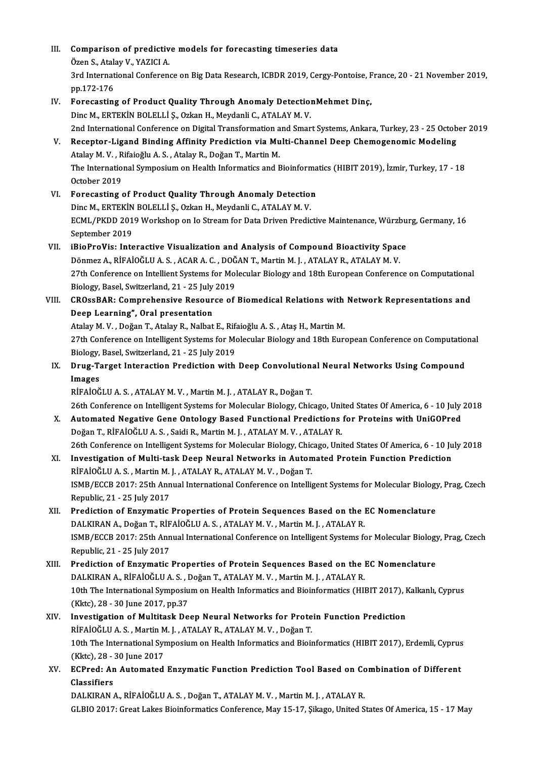III. **Comparison of predictive models for forecasting timeseries data**
Özen S., Atalay V., YAZICI A.
3rd International Conference on Big Data Research, ICBDR 2019, Cergy-Pontoise, France, 20 - 21 November 2019, pp.172-176

IV. **Forecasting of Product Quality Through Anomaly DetectionMehmet Dinç,**
Dinc M., ERTEKİN BOLELLİ Ş., Ozkan H., Meydanli C., ATALAY M. V.
2nd International Conference on Digital Transformation and Smart Systems, Ankara, Turkey, 23 - 25 October 2019

V. **Receptor-Ligand Binding Affinity Prediction via Multi-Channel Deep Chemogenomic Modeling**
Atalay M. V. , Rifaioğlu A. S. , Atalay R., Doğan T., Martin M.
The International Symposium on Health Informatics and Bioinformatics (HIBIT 2019), İzmir, Turkey, 17 - 18 October 2019

VI. **Forecasting of Product Quality Through Anomaly Detection**
Dinc M., ERTEKİN BOLELLİ Ş., Ozkan H., Meydanli C., ATALAY M. V.
ECML/PKDD 2019 Workshop on Io Stream for Data Driven Predictive Maintenance, Würzburg, Germany, 16 September 2019

VII. **iBioProVis: Interactive Visualization and Analysis of Compound Bioactivity Space**
Dönmez A., RİFAİOĞLU A. S. , ACAR A. C. , DOĞAN T., Martin M. J. , ATALAY R., ATALAY M. V.
27th Conference on Intellient Systems for Molecular Biology and 18th European Conference on Computational Biology, Basel, Switzerland, 21 - 25 July 2019

VIII. **CROssBAR: Comprehensive Resource of Biomedical Relations with Network Representations and Deep Learning", Oral presentation**
Atalay M. V. , Doğan T., Atalay R., Nalbat E., Rifaioğlu A. S. , Ataş H., Martin M.
27th Conference on Intelligent Systems for Molecular Biology and 18th European Conference on Computational Biology, Basel, Switzerland, 21 - 25 July 2019

IX. **Drug-Target Interaction Prediction with Deep Convolutional Neural Networks Using Compound Images**
RİFAİOĞLU A. S. , ATALAY M. V. , Martin M. J. , ATALAY R., Doğan T.
26th Conference on Intelligent Systems for Molecular Biology, Chicago, United States Of America, 6 - 10 July 2018

X. **Automated Negative Gene Ontology Based Functional Predictions for Proteins with UniGOPred**
Doğan T., RİFAİOĞLU A. S. , Saidi R., Martin M. J. , ATALAY M. V. , ATALAY R.
26th Conference on Intelligent Systems for Molecular Biology, Chicago, United States Of America, 6 - 10 July 2018

XI. **Investigation of Multi-task Deep Neural Networks in Automated Protein Function Prediction**
RİFAİOĞLU A. S. , Martin M. J. , ATALAY R., ATALAY M. V. , Doğan T.
ISMB/ECCB 2017: 25th Annual International Conference on Intelligent Systems for Molecular Biology, Prag, Czech Republic, 21 - 25 July 2017

XII. **Prediction of Enzymatic Properties of Protein Sequences Based on the EC Nomenclature**
DALKIRAN A., Doğan T., RİFAİOĞLU A. S. , ATALAY M. V. , Martin M. J. , ATALAY R.
ISMB/ECCB 2017: 25th Annual International Conference on Intelligent Systems for Molecular Biology, Prag, Czech Republic, 21 - 25 July 2017

XIII. **Prediction of Enzymatic Properties of Protein Sequences Based on the EC Nomenclature**
DALKIRAN A., RİFAİOĞLU A. S. , Doğan T., ATALAY M. V. , Martin M. J. , ATALAY R.
10th The International Symposium on Health Informatics and Bioinformatics (HIBIT 2017), Kalkanlı, Cyprus (Kktc), 28 - 30 June 2017, pp.37

XIV. **Investigation of Multitask Deep Neural Networks for Protein Function Prediction**
RİFAİOĞLU A. S. , Martin M. J. , ATALAY R., ATALAY M. V. , Doğan T.
10th The International Symposium on Health Informatics and Bioinformatics (HIBIT 2017), Erdemli, Cyprus (Kktc), 28 - 30 June 2017

XV. **ECPred: An Automated Enzymatic Function Prediction Tool Based on Combination of Different Classifiers**
DALKIRAN A., RİFAİOĞLU A. S. , Doğan T., ATALAY M. V. , Martin M. J. , ATALAY R.
GLBIO 2017: Great Lakes Bioinformatics Conference, May 15-17, Şikago, United States Of America, 15 - 17 May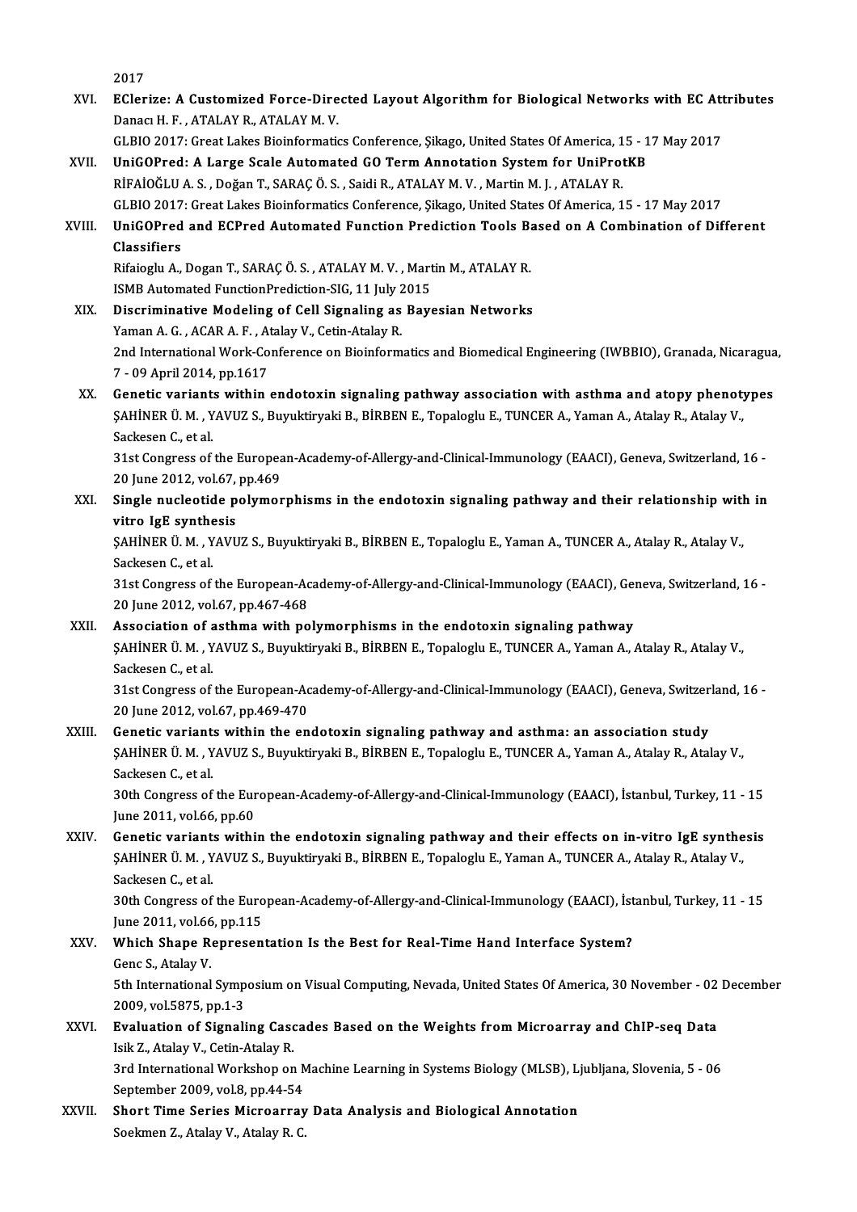2017

XVI. **EClerize: A Customized Force-Directed Layout Algorithm for Biological Networks with EC Attributes**
Danacı H. F. , ATALAY R., ATALAY M. V.
GLBIO 2017: Great Lakes Bioinformatics Conference, Şikago, United States Of America, 15 - 17 May 2017

XVII. **UniGOPred: A Large Scale Automated GO Term Annotation System for UniProtKB**
RİFAİOĞLU A. S. , Doğan T., SARAÇ Ö. S. , Saidi R., ATALAY M. V. , Martin M. J. , ATALAY R.
GLBIO 2017: Great Lakes Bioinformatics Conference, Şikago, United States Of America, 15 - 17 May 2017

XVIII. **UniGOPred and ECPred Automated Function Prediction Tools Based on A Combination of Different Classifiers**
Rifaioglu A., Dogan T., SARAÇ Ö. S. , ATALAY M. V. , Martin M., ATALAY R.
ISMB Automated FunctionPrediction-SIG, 11 July 2015

XIX. **Discriminative Modeling of Cell Signaling as Bayesian Networks**
Yaman A. G. , ACAR A. F. , Atalay V., Cetin-Atalay R.
2nd International Work-Conference on Bioinformatics and Biomedical Engineering (IWBBIO), Granada, Nicaragua, 7 - 09 April 2014, pp.1617

XX. **Genetic variants within endotoxin signaling pathway association with asthma and atopy phenotypes**
ŞAHİNER Ü. M. , YAVUZ S., Buyuktiryaki B., BİRBEN E., Topaloglu E., TUNCER A., Yaman A., Atalay R., Atalay V., Sackesen C., et al.
31st Congress of the European-Academy-of-Allergy-and-Clinical-Immunology (EAACI), Geneva, Switzerland, 16 - 20 June 2012, vol.67, pp.469

XXI. **Single nucleotide polymorphisms in the endotoxin signaling pathway and their relationship with in vitro IgE synthesis**
ŞAHİNER Ü. M. , YAVUZ S., Buyuktiryaki B., BİRBEN E., Topaloglu E., Yaman A., TUNCER A., Atalay R., Atalay V., Sackesen C., et al.
31st Congress of the European-Academy-of-Allergy-and-Clinical-Immunology (EAACI), Geneva, Switzerland, 16 - 20 June 2012, vol.67, pp.467-468

XXII. **Association of asthma with polymorphisms in the endotoxin signaling pathway**
ŞAHİNER Ü. M. , YAVUZ S., Buyuktiryaki B., BİRBEN E., Topaloglu E., TUNCER A., Yaman A., Atalay R., Atalay V., Sackesen C., et al.
31st Congress of the European-Academy-of-Allergy-and-Clinical-Immunology (EAACI), Geneva, Switzerland, 16 - 20 June 2012, vol.67, pp.469-470

XXIII. **Genetic variants within the endotoxin signaling pathway and asthma: an association study**
ŞAHİNER Ü. M. , YAVUZ S., Buyuktiryaki B., BİRBEN E., Topaloglu E., TUNCER A., Yaman A., Atalay R., Atalay V., Sackesen C., et al.
30th Congress of the European-Academy-of-Allergy-and-Clinical-Immunology (EAACI), İstanbul, Turkey, 11 - 15 June 2011, vol.66, pp.60

XXIV. **Genetic variants within the endotoxin signaling pathway and their effects on in-vitro IgE synthesis**
ŞAHİNER Ü. M. , YAVUZ S., Buyuktiryaki B., BİRBEN E., Topaloglu E., Yaman A., TUNCER A., Atalay R., Atalay V., Sackesen C., et al.
30th Congress of the European-Academy-of-Allergy-and-Clinical-Immunology (EAACI), İstanbul, Turkey, 11 - 15 June 2011, vol.66, pp.115

XXV. **Which Shape Representation Is the Best for Real-Time Hand Interface System?**
Genc S., Atalay V.
5th International Symposium on Visual Computing, Nevada, United States Of America, 30 November - 02 December 2009, vol.5875, pp.1-3

XXVI. **Evaluation of Signaling Cascades Based on the Weights from Microarray and ChIP-seq Data**
Isik Z., Atalay V., Cetin-Atalay R.
3rd International Workshop on Machine Learning in Systems Biology (MLSB), Ljubljana, Slovenia, 5 - 06 September 2009, vol.8, pp.44-54

XXVII. **Short Time Series Microarray Data Analysis and Biological Annotation**
Soekmen Z., Atalay V., Atalay R. C.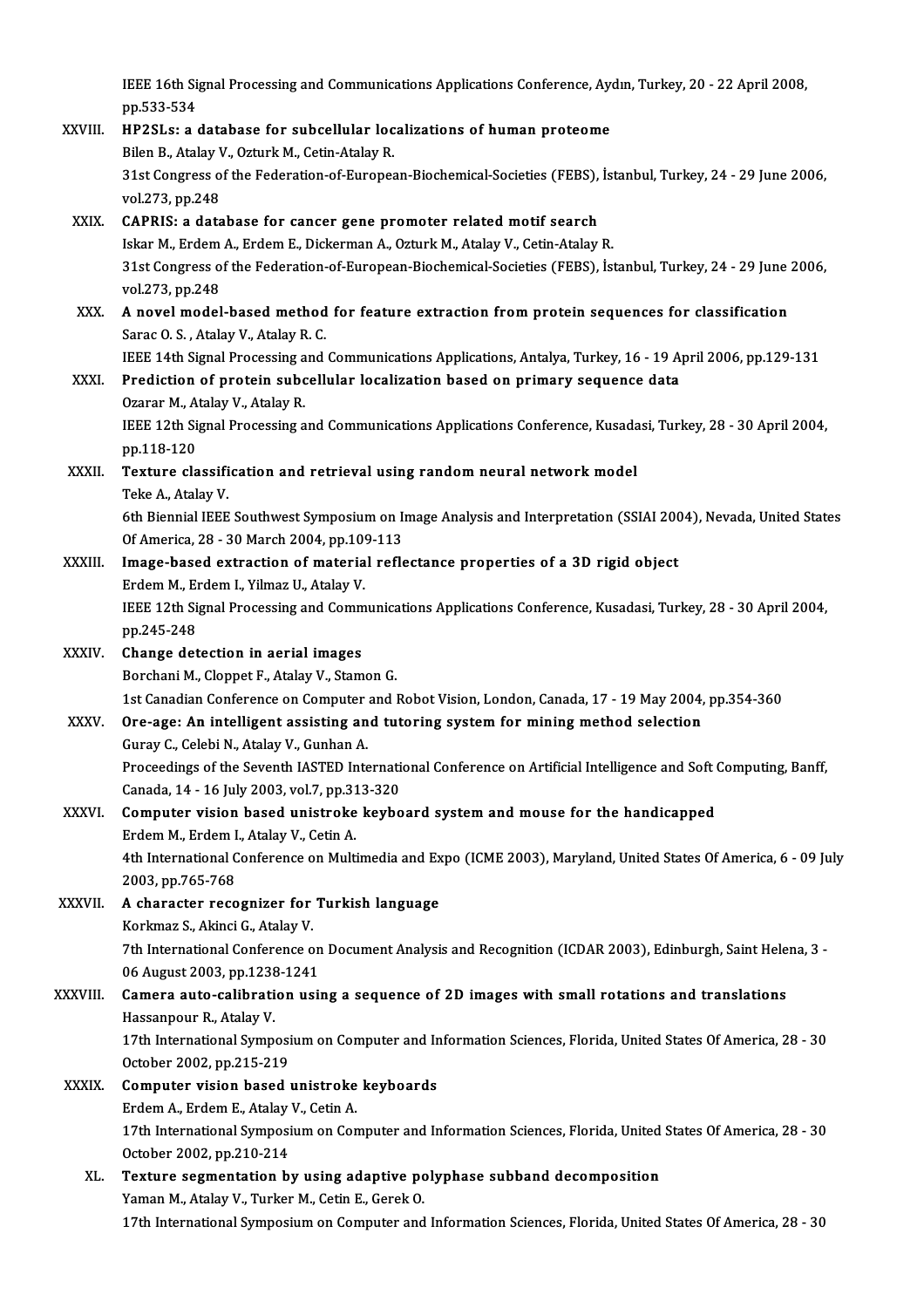IEEE 16th Signal Processing and Communications Applications Conference, Aydın, Turkey, 20 - 22 April 2008, pp.533-534

XXVIII. **HP2SLs: a database for subcellular localizations of human proteome**
Bilen B., Atalay V., Ozturk M., Cetin-Atalay R.
31st Congress of the Federation-of-European-Biochemical-Societies (FEBS), İstanbul, Turkey, 24 - 29 June 2006, vol.273, pp.248

XXIX. **CAPRIS: a database for cancer gene promoter related motif search**
Iskar M., Erdem A., Erdem E., Dickerman A., Ozturk M., Atalay V., Cetin-Atalay R.
31st Congress of the Federation-of-European-Biochemical-Societies (FEBS), İstanbul, Turkey, 24 - 29 June 2006, vol.273, pp.248

XXX. **A novel model-based method for feature extraction from protein sequences for classification**
Sarac O. S. , Atalay V., Atalay R. C.
IEEE 14th Signal Processing and Communications Applications, Antalya, Turkey, 16 - 19 April 2006, pp.129-131

XXXI. **Prediction of protein subcellular localization based on primary sequence data**
Ozarar M., Atalay V., Atalay R.
IEEE 12th Signal Processing and Communications Applications Conference, Kusadasi, Turkey, 28 - 30 April 2004, pp.118-120

XXXII. **Texture classification and retrieval using random neural network model**
Teke A., Atalay V.
6th Biennial IEEE Southwest Symposium on Image Analysis and Interpretation (SSIAI 2004), Nevada, United States Of America, 28 - 30 March 2004, pp.109-113

XXXIII. **Image-based extraction of material reflectance properties of a 3D rigid object**
Erdem M., Erdem I., Yilmaz U., Atalay V.
IEEE 12th Signal Processing and Communications Applications Conference, Kusadasi, Turkey, 28 - 30 April 2004, pp.245-248

XXXIV. **Change detection in aerial images**
Borchani M., Cloppet F., Atalay V., Stamon G.
1st Canadian Conference on Computer and Robot Vision, London, Canada, 17 - 19 May 2004, pp.354-360

XXXV. **Ore-age: An intelligent assisting and tutoring system for mining method selection**
Guray C., Celebi N., Atalay V., Gunhan A.
Proceedings of the Seventh IASTED International Conference on Artificial Intelligence and Soft Computing, Banff, Canada, 14 - 16 July 2003, vol.7, pp.313-320

XXXVI. **Computer vision based unistroke keyboard system and mouse for the handicapped**
Erdem M., Erdem I., Atalay V., Cetin A.
4th International Conference on Multimedia and Expo (ICME 2003), Maryland, United States Of America, 6 - 09 July 2003, pp.765-768

XXXVII. **A character recognizer for Turkish language**
Korkmaz S., Akinci G., Atalay V.
7th International Conference on Document Analysis and Recognition (ICDAR 2003), Edinburgh, Saint Helena, 3 - 06 August 2003, pp.1238-1241

XXXVIII. **Camera auto-calibration using a sequence of 2D images with small rotations and translations**
Hassanpour R., Atalay V.
17th International Symposium on Computer and Information Sciences, Florida, United States Of America, 28 - 30 October 2002, pp.215-219

XXXIX. **Computer vision based unistroke keyboards**
Erdem A., Erdem E., Atalay V., Cetin A.
17th International Symposium on Computer and Information Sciences, Florida, United States Of America, 28 - 30 October 2002, pp.210-214

XL. **Texture segmentation by using adaptive polyphase subband decomposition**
Yaman M., Atalay V., Turker M., Cetin E., Gerek O.
17th International Symposium on Computer and Information Sciences, Florida, United States Of America, 28 - 30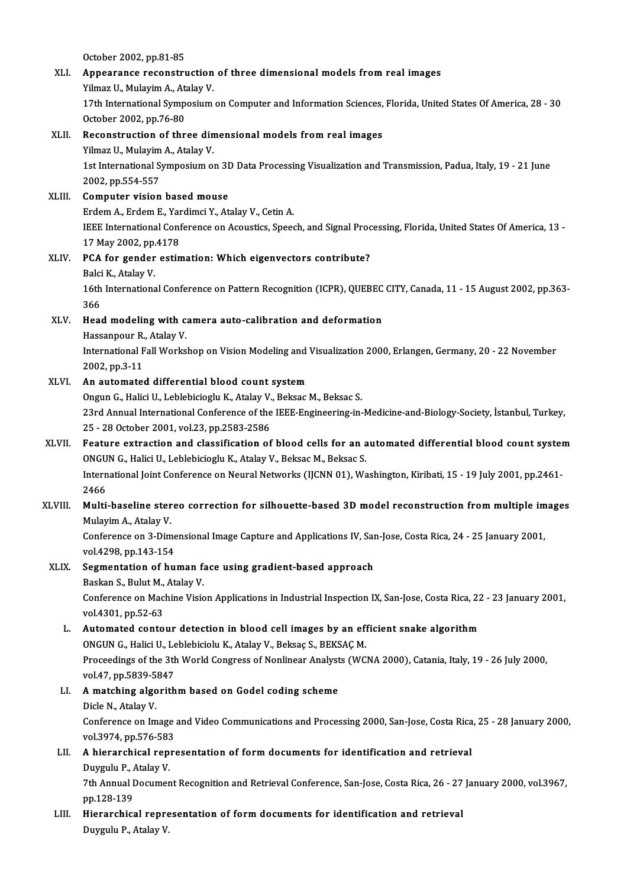October 2002, pp.81-85

XLI. **Appearance reconstruction of three dimensional models from real images**
Yilmaz U., Mulayim A., Atalay V.
17th International Symposium on Computer and Information Sciences, Florida, United States Of America, 28 - 30 October 2002, pp.76-80

XLII. **Reconstruction of three dimensional models from real images**
Yilmaz U., Mulayim A., Atalay V.
1st International Symposium on 3D Data Processing Visualization and Transmission, Padua, Italy, 19 - 21 June 2002, pp.554-557

XLIII. **Computer vision based mouse**
Erdem A., Erdem E., Yardimci Y., Atalay V., Cetin A.
IEEE International Conference on Acoustics, Speech, and Signal Processing, Florida, United States Of America, 13 - 17 May 2002, pp.4178

XLIV. **PCA for gender estimation: Which eigenvectors contribute?**
Balci K., Atalay V.
16th International Conference on Pattern Recognition (ICPR), QUEBEC CITY, Canada, 11 - 15 August 2002, pp.363-366

XLV. **Head modeling with camera auto-calibration and deformation**
Hassanpour R., Atalay V.
International Fall Workshop on Vision Modeling and Visualization 2000, Erlangen, Germany, 20 - 22 November 2002, pp.3-11

XLVI. **An automated differential blood count system**
Ongun G., Halici U., Leblebicioglu K., Atalay V., Beksac M., Beksac S.
23rd Annual International Conference of the IEEE-Engineering-in-Medicine-and-Biology-Society, İstanbul, Turkey, 25 - 28 October 2001, vol.23, pp.2583-2586

XLVII. **Feature extraction and classification of blood cells for an automated differential blood count system**
ONGUN G., Halici U., Leblebicioglu K., Atalay V., Beksac M., Beksac S.
International Joint Conference on Neural Networks (IJCNN 01), Washington, Kiribati, 15 - 19 July 2001, pp.2461-2466

XLVIII. **Multi-baseline stereo correction for silhouette-based 3D model reconstruction from multiple images**
Mulayim A., Atalay V.
Conference on 3-Dimensional Image Capture and Applications IV, San-Jose, Costa Rica, 24 - 25 January 2001, vol.4298, pp.143-154

XLIX. **Segmentation of human face using gradient-based approach**
Baskan S., Bulut M., Atalay V.
Conference on Machine Vision Applications in Industrial Inspection IX, San-Jose, Costa Rica, 22 - 23 January 2001, vol.4301, pp.52-63

L. **Automated contour detection in blood cell images by an efficient snake algorithm**
ONGUN G., Halici U., Leblebiciolu K., Atalay V., Beksaç S., BEKSAÇ M.
Proceedings of the 3th World Congress of Nonlinear Analysts (WCNA 2000), Catania, Italy, 19 - 26 July 2000, vol.47, pp.5839-5847

LI. **A matching algorithm based on Godel coding scheme**
Dicle N., Atalay V.
Conference on Image and Video Communications and Processing 2000, San-Jose, Costa Rica, 25 - 28 January 2000, vol.3974, pp.576-583

LII. **A hierarchical representation of form documents for identification and retrieval**
Duygulu P., Atalay V.
7th Annual Document Recognition and Retrieval Conference, San-Jose, Costa Rica, 26 - 27 January 2000, vol.3967, pp.128-139

LIII. **Hierarchical representation of form documents for identification and retrieval**
Duygulu P., Atalay V.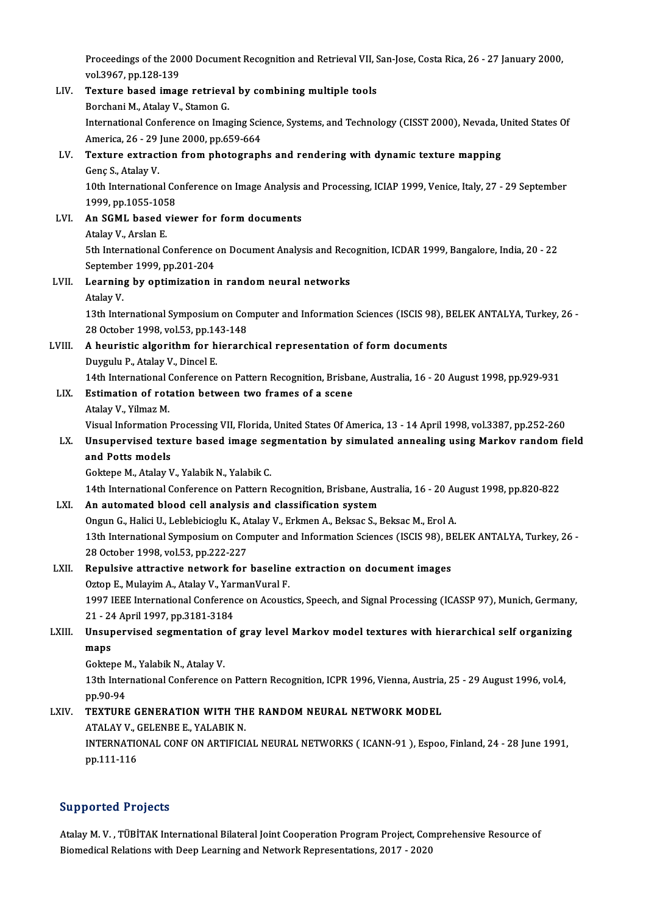Proceedings of the 2000 Document Recognition and Retrieval VII, San-Jose, Costa Rica, 26 - 27 January 2000, vol.3967, pp.128-139

LIV. **Texture based image retrieval by combining multiple tools**
Borchani M., Atalay V., Stamon G.
International Conference on Imaging Science, Systems, and Technology (CISST 2000), Nevada, United States Of America, 26 - 29 June 2000, pp.659-664

LV. **Texture extraction from photographs and rendering with dynamic texture mapping**
Genç S., Atalay V.
10th International Conference on Image Analysis and Processing, ICIAP 1999, Venice, Italy, 27 - 29 September 1999, pp.1055-1058

LVI. **An SGML based viewer for form documents**
Atalay V., Arslan E.
5th International Conference on Document Analysis and Recognition, ICDAR 1999, Bangalore, India, 20 - 22 September 1999, pp.201-204

LVII. **Learning by optimization in random neural networks**
Atalay V.
13th International Symposium on Computer and Information Sciences (ISCIS 98), BELEK ANTALYA, Turkey, 26 - 28 October 1998, vol.53, pp.143-148

LVIII. **A heuristic algorithm for hierarchical representation of form documents**
Duygulu P., Atalay V., Dincel E.
14th International Conference on Pattern Recognition, Brisbane, Australia, 16 - 20 August 1998, pp.929-931

LIX. **Estimation of rotation between two frames of a scene**
Atalay V., Yilmaz M.
Visual Information Processing VII, Florida, United States Of America, 13 - 14 April 1998, vol.3387, pp.252-260

LX. **Unsupervised texture based image segmentation by simulated annealing using Markov random field and Potts models**
Goktepe M., Atalay V., Yalabik N., Yalabik C.
14th International Conference on Pattern Recognition, Brisbane, Australia, 16 - 20 August 1998, pp.820-822

LXI. **An automated blood cell analysis and classification system**
Ongun G., Halici U., Leblebicioglu K., Atalay V., Erkmen A., Beksac S., Beksac M., Erol A.
13th International Symposium on Computer and Information Sciences (ISCIS 98), BELEK ANTALYA, Turkey, 26 - 28 October 1998, vol.53, pp.222-227

LXII. **Repulsive attractive network for baseline extraction on document images**
Oztop E., Mulayim A., Atalay V., YarmanVural F.
1997 IEEE International Conference on Acoustics, Speech, and Signal Processing (ICASSP 97), Munich, Germany, 21 - 24 April 1997, pp.3181-3184

LXIII. **Unsupervised segmentation of gray level Markov model textures with hierarchical self organizing maps**
Goktepe M., Yalabik N., Atalay V.
13th International Conference on Pattern Recognition, ICPR 1996, Vienna, Austria, 25 - 29 August 1996, vol.4, pp.90-94

LXIV. **TEXTURE GENERATION WITH THE RANDOM NEURAL NETWORK MODEL**
ATALAY V., GELENBE E., YALABIK N.
INTERNATIONAL CONF ON ARTIFICIAL NEURAL NETWORKS ( ICANN-91 ), Espoo, Finland, 24 - 28 June 1991, pp.111-116

## Supported Projects

Atalay M. V. , TÜBİTAK International Bilateral Joint Cooperation Program Project, Comprehensive Resource of Biomedical Relations with Deep Learning and Network Representations, 2017 - 2020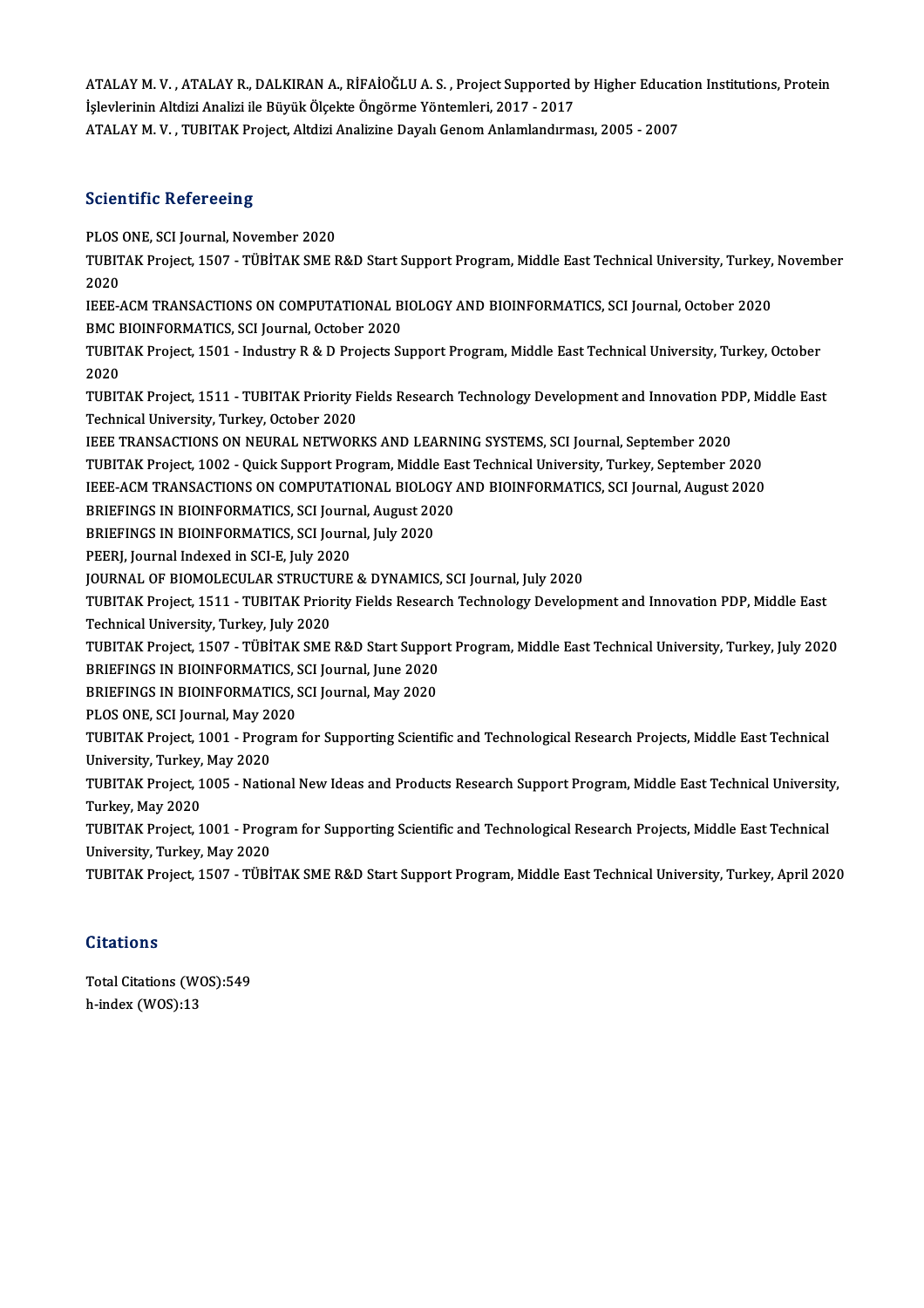ATALAY M. V. , ATALAY R., DALKIRAN A., RİFAİOĞLU A. S. , Project Supported by Higher Education Institutions, Protein İşlevlerinin Altdizi Analizi ile Büyük Ölçekte Öngörme Yöntemleri, 2017 - 2017

ATALAY M. V. , TUBITAK Project, Altdizi Analizine Dayalı Genom Anlamlandırması, 2005 - 2007

## Scientific Refereeing

PLOS ONE, SCI Journal, November 2020

TUBITAK Project, 1507 - TÜBİTAK SME R&D Start Support Program, Middle East Technical University, Turkey, November 2020

IEEE-ACM TRANSACTIONS ON COMPUTATIONAL BIOLOGY AND BIOINFORMATICS, SCI Journal, October 2020

BMC BIOINFORMATICS, SCI Journal, October 2020

TUBITAK Project, 1501 - Industry R & D Projects Support Program, Middle East Technical University, Turkey, October 2020

TUBITAK Project, 1511 - TUBITAK Priority Fields Research Technology Development and Innovation PDP, Middle East Technical University, Turkey, October 2020

IEEE TRANSACTIONS ON NEURAL NETWORKS AND LEARNING SYSTEMS, SCI Journal, September 2020

TUBITAK Project, 1002 - Quick Support Program, Middle East Technical University, Turkey, September 2020

IEEE-ACM TRANSACTIONS ON COMPUTATIONAL BIOLOGY AND BIOINFORMATICS, SCI Journal, August 2020

BRIEFINGS IN BIOINFORMATICS, SCI Journal, August 2020

BRIEFINGS IN BIOINFORMATICS, SCI Journal, July 2020

PEERJ, Journal Indexed in SCI-E, July 2020

JOURNAL OF BIOMOLECULAR STRUCTURE & DYNAMICS, SCI Journal, July 2020

TUBITAK Project, 1511 - TUBITAK Priority Fields Research Technology Development and Innovation PDP, Middle East Technical University, Turkey, July 2020

TUBITAK Project, 1507 - TÜBİTAK SME R&D Start Support Program, Middle East Technical University, Turkey, July 2020

BRIEFINGS IN BIOINFORMATICS, SCI Journal, June 2020

BRIEFINGS IN BIOINFORMATICS, SCI Journal, May 2020

PLOS ONE, SCI Journal, May 2020

TUBITAK Project, 1001 - Program for Supporting Scientific and Technological Research Projects, Middle East Technical University, Turkey, May 2020

TUBITAK Project, 1005 - National New Ideas and Products Research Support Program, Middle East Technical University, Turkey, May 2020

TUBITAK Project, 1001 - Program for Supporting Scientific and Technological Research Projects, Middle East Technical University, Turkey, May 2020

TUBITAK Project, 1507 - TÜBİTAK SME R&D Start Support Program, Middle East Technical University, Turkey, April 2020

## Citations

Total Citations (WOS):549

h-index (WOS):13